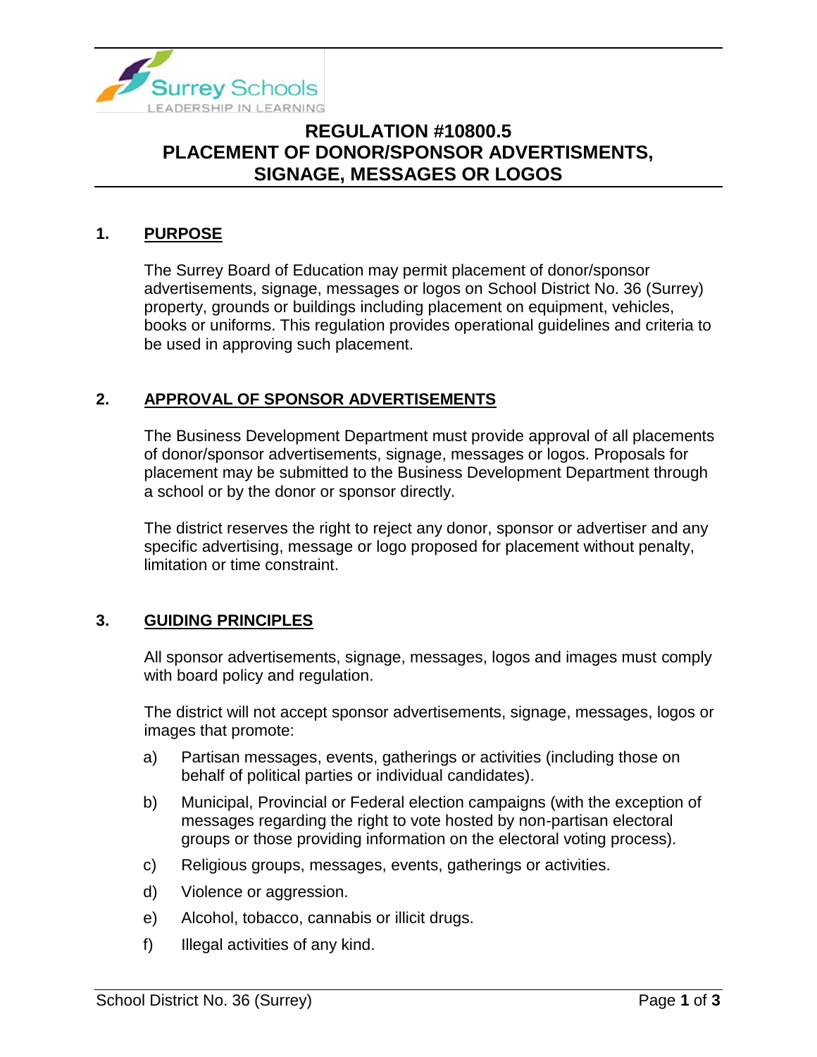# REGULATION #10800.5
# PLACEMENT OF DONOR/SPONSOR ADVERTISMENTS, SIGNAGE, MESSAGES OR LOGOS

## 1. PURPOSE

The Surrey Board of Education may permit placement of donor/sponsor advertisements, signage, messages or logos on School District No. 36 (Surrey) property, grounds or buildings including placement on equipment, vehicles, books or uniforms. This regulation provides operational guidelines and criteria to be used in approving such placement.

## 2. APPROVAL OF SPONSOR ADVERTISEMENTS

The Business Development Department must provide approval of all placements of donor/sponsor advertisements, signage, messages or logos. Proposals for placement may be submitted to the Business Development Department through a school or by the donor or sponsor directly.

The district reserves the right to reject any donor, sponsor or advertiser and any specific advertising, message or logo proposed for placement without penalty, limitation or time constraint.

## 3. GUIDING PRINCIPLES

All sponsor advertisements, signage, messages, logos and images must comply with board policy and regulation.

The district will not accept sponsor advertisements, signage, messages, logos or images that promote:

a) Partisan messages, events, gatherings or activities (including those on behalf of political parties or individual candidates).

b) Municipal, Provincial or Federal election campaigns (with the exception of messages regarding the right to vote hosted by non-partisan electoral groups or those providing information on the electoral voting process).

c) Religious groups, messages, events, gatherings or activities.

d) Violence or aggression.

e) Alcohol, tobacco, cannabis or illicit drugs.

f) Illegal activities of any kind.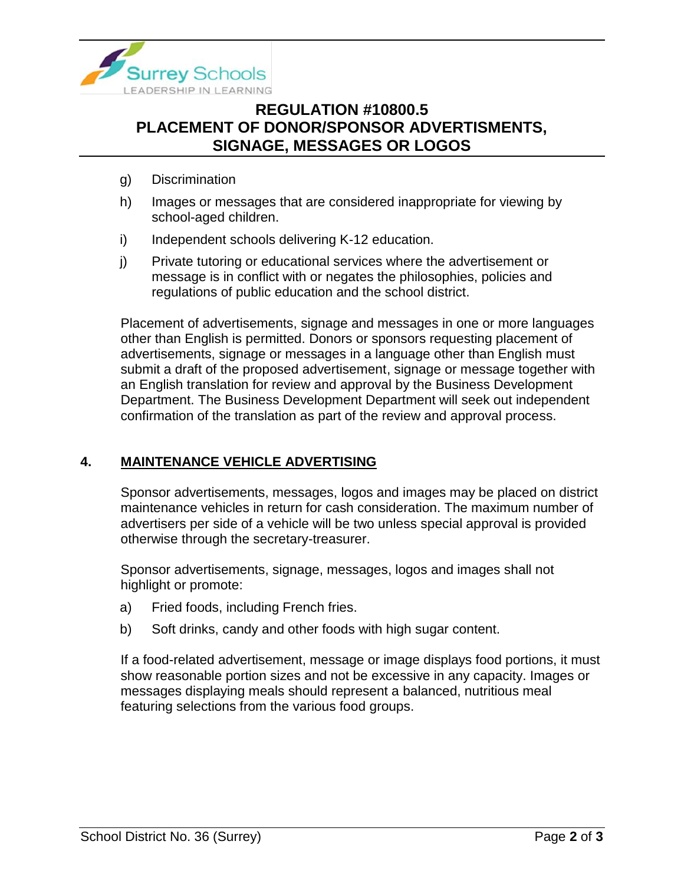g) Discrimination

h) Images or messages that are considered inappropriate for viewing by school-aged children.

i) Independent schools delivering K-12 education.

j) Private tutoring or educational services where the advertisement or message is in conflict with or negates the philosophies, policies and regulations of public education and the school district.

Placement of advertisements, signage and messages in one or more languages other than English is permitted. Donors or sponsors requesting placement of advertisements, signage or messages in a language other than English must submit a draft of the proposed advertisement, signage or message together with an English translation for review and approval by the Business Development Department. The Business Development Department will seek out independent confirmation of the translation as part of the review and approval process.

## 4. MAINTENANCE VEHICLE ADVERTISING

Sponsor advertisements, messages, logos and images may be placed on district maintenance vehicles in return for cash consideration. The maximum number of advertisers per side of a vehicle will be two unless special approval is provided otherwise through the secretary-treasurer.

Sponsor advertisements, signage, messages, logos and images shall not highlight or promote:

a) Fried foods, including French fries.

b) Soft drinks, candy and other foods with high sugar content.

If a food-related advertisement, message or image displays food portions, it must show reasonable portion sizes and not be excessive in any capacity. Images or messages displaying meals should represent a balanced, nutritious meal featuring selections from the various food groups.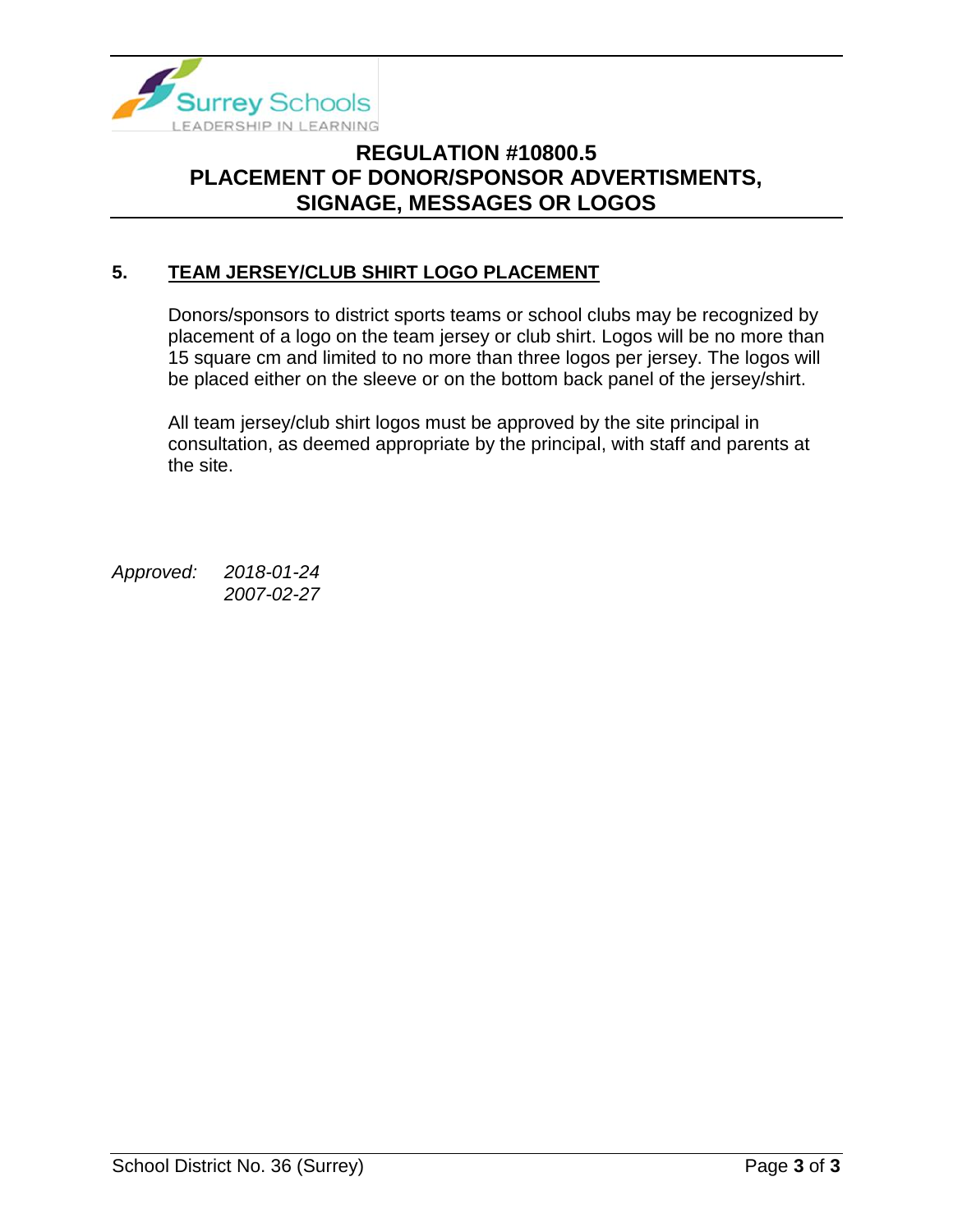# REGULATION #10800.5
# PLACEMENT OF DONOR/SPONSOR ADVERTISMENTS, SIGNAGE, MESSAGES OR LOGOS

## 5. TEAM JERSEY/CLUB SHIRT LOGO PLACEMENT

Donors/sponsors to district sports teams or school clubs may be recognized by placement of a logo on the team jersey or club shirt. Logos will be no more than 15 square cm and limited to no more than three logos per jersey. The logos will be placed either on the sleeve or on the bottom back panel of the jersey/shirt.

All team jersey/club shirt logos must be approved by the site principal in consultation, as deemed appropriate by the principal, with staff and parents at the site.

*Approved: 2018-01-24*
*2007-02-27*